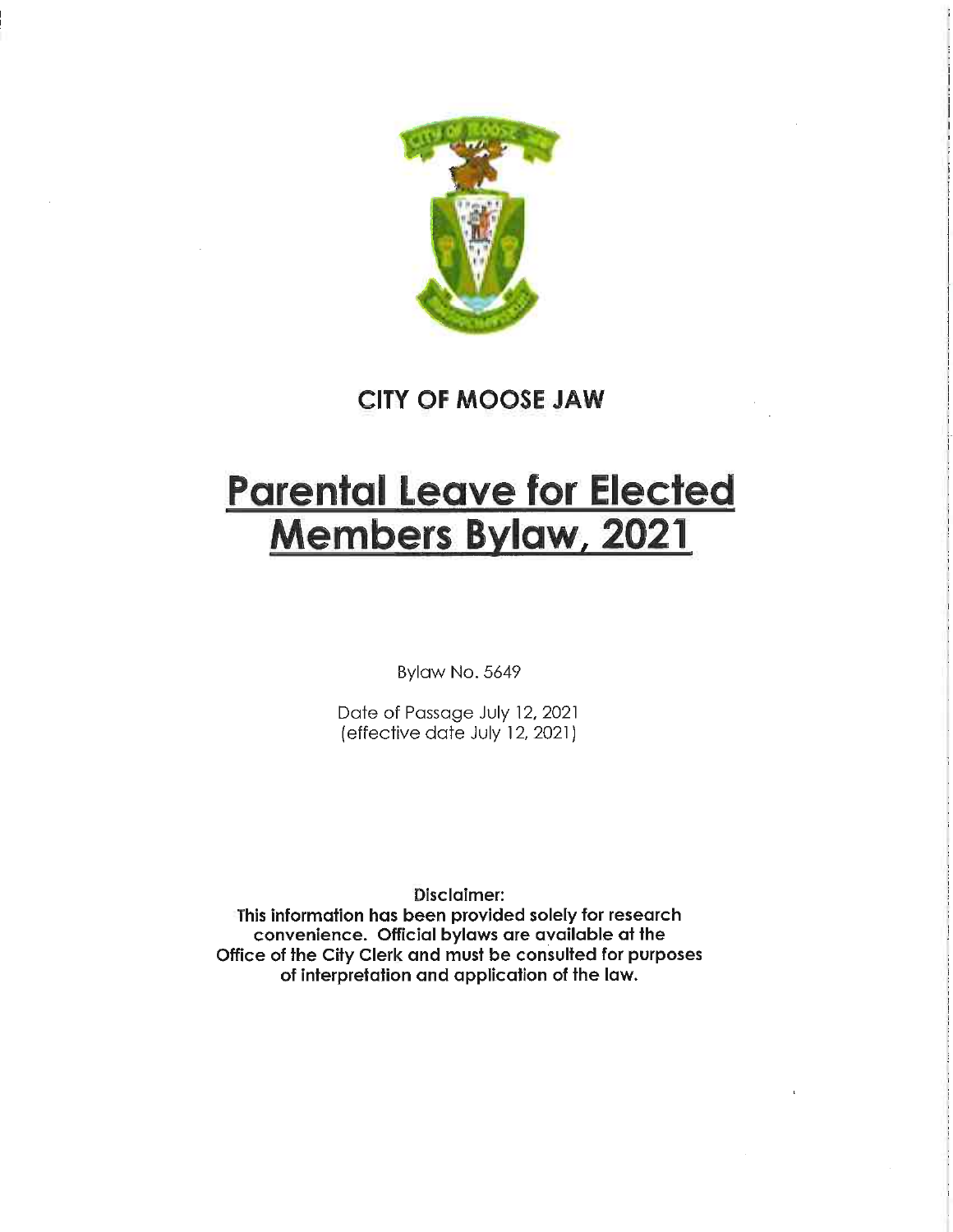## CITY OF MOOSE JAW

# Parental Leave for Elected Members Bylaw, 2021

Bylaw No. 5649

Date of Passage July 12, 2021
(effective date July 12, 2021)

**Disclaimer:**
**This information has been provided solely for research convenience. Official bylaws are available at the Office of the City Clerk and must be consulted for purposes of interpretation and application of the law.**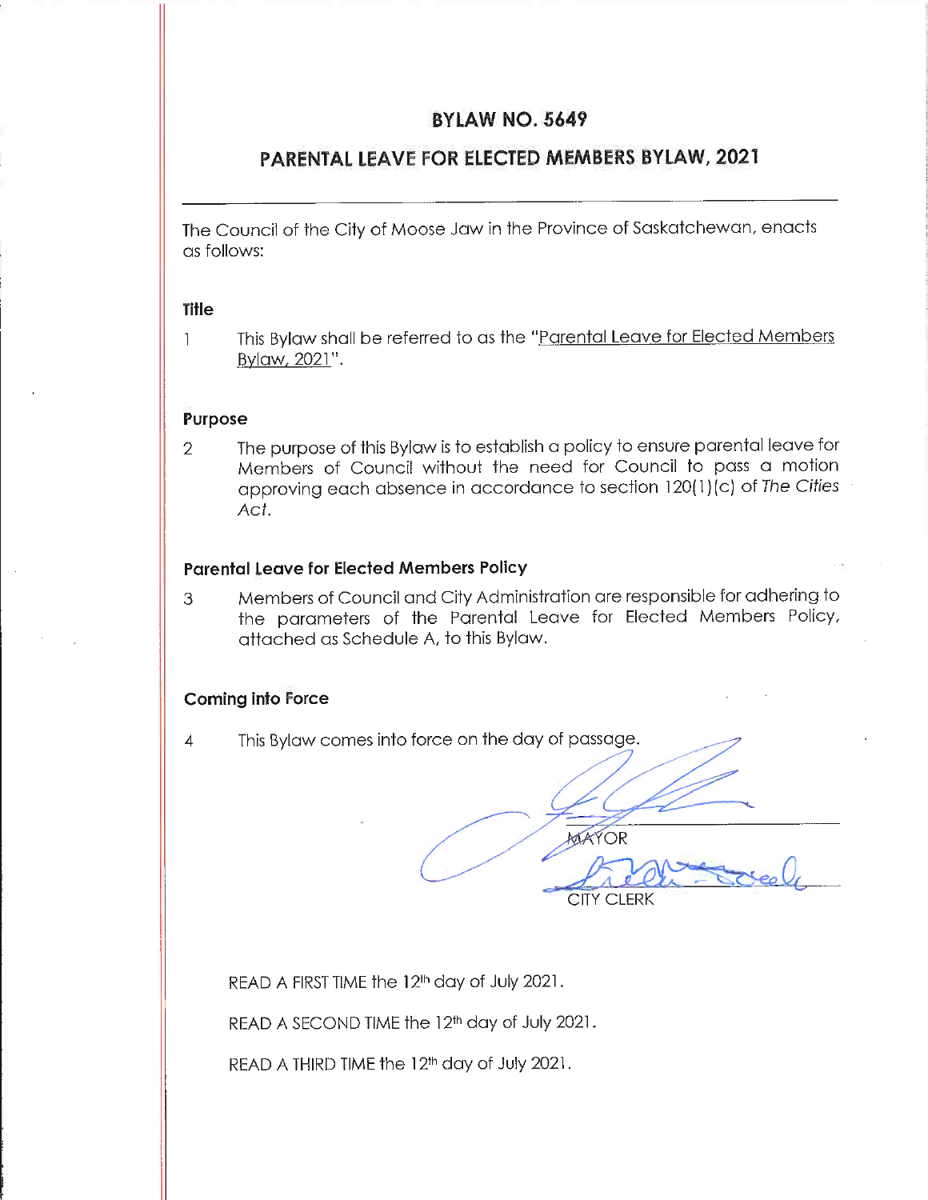# BYLAW NO. 5649

## PARENTAL LEAVE FOR ELECTED MEMBERS BYLAW, 2021

---

The Council of the City of Moose Jaw in the Province of Saskatchewan, enacts as follows:

### Title

1 This Bylaw shall be referred to as the "Parental Leave for Elected Members Bylaw, 2021".

### Purpose

2 The purpose of this Bylaw is to establish a policy to ensure parental leave for Members of Council without the need for Council to pass a motion approving each absence in accordance to section 120(1)(c) of *The Cities Act*.

### Parental Leave for Elected Members Policy

3 Members of Council and City Administration are responsible for adhering to the parameters of the Parental Leave for Elected Members Policy, attached as Schedule A, to this Bylaw.

### Coming into Force

4 This Bylaw comes into force on the day of passage.

MAYOR

CITY CLERK

READ A FIRST TIME the 12th day of July 2021.

READ A SECOND TIME the 12th day of July 2021.

READ A THIRD TIME the 12th day of July 2021.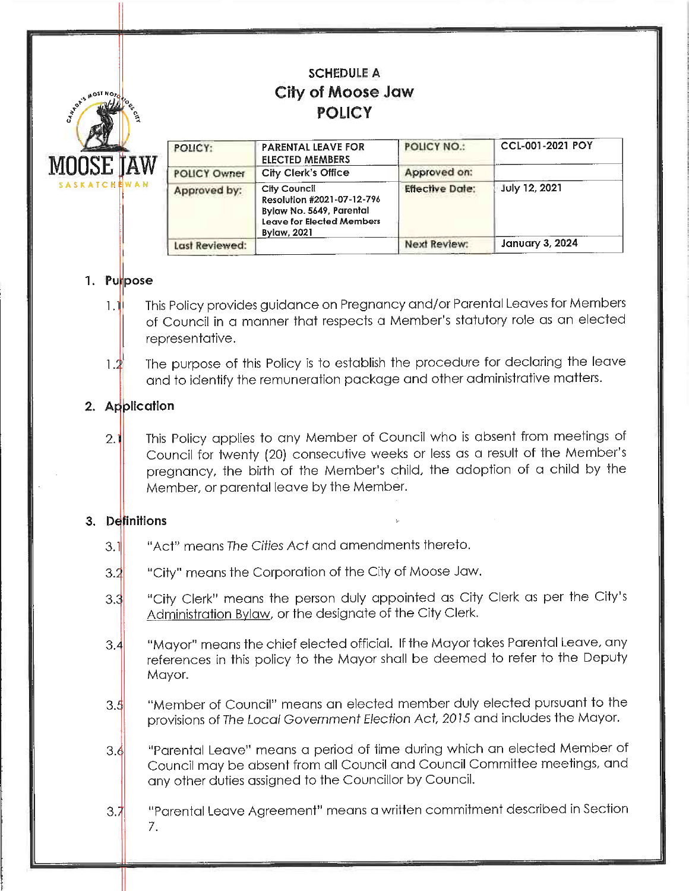SCHEDULE A

# City of Moose Jaw

# POLICY

| POLICY: | PARENTAL LEAVE FOR ELECTED MEMBERS | POLICY NO.: | CCL-001-2021 POY |
|---|---|---|---|
| POLICY Owner | City Clerk's Office | Approved on: | |
| Approved by: | City Council Resolution #2021-07-12-796 Bylaw No. 5649, Parental Leave for Elected Members Bylaw, 2021 | Effective Date: | July 12, 2021 |
| Last Reviewed: | | Next Review: | January 3, 2024 |

## 1. Purpose

1.1 This Policy provides guidance on Pregnancy and/or Parental Leaves for Members of Council in a manner that respects a Member's statutory role as an elected representative.

1.2 The purpose of this Policy is to establish the procedure for declaring the leave and to identify the remuneration package and other administrative matters.

## 2. Application

2.1 This Policy applies to any Member of Council who is absent from meetings of Council for twenty (20) consecutive weeks or less as a result of the Member's pregnancy, the birth of the Member's child, the adoption of a child by the Member, or parental leave by the Member.

## 3. Definitions

3.1 "Act" means *The Cities Act* and amendments thereto.

3.2 "City" means the Corporation of the City of Moose Jaw.

3.3 "City Clerk" means the person duly appointed as City Clerk as per the City's Administration Bylaw, or the designate of the City Clerk.

3.4 "Mayor" means the chief elected official. If the Mayor takes Parental Leave, any references in this policy to the Mayor shall be deemed to refer to the Deputy Mayor.

3.5 "Member of Council" means an elected member duly elected pursuant to the provisions of *The Local Government Election Act, 2015* and includes the Mayor.

3.6 "Parental Leave" means a period of time during which an elected Member of Council may be absent from all Council and Council Committee meetings, and any other duties assigned to the Councillor by Council.

3.7 "Parental Leave Agreement" means a written commitment described in Section 7.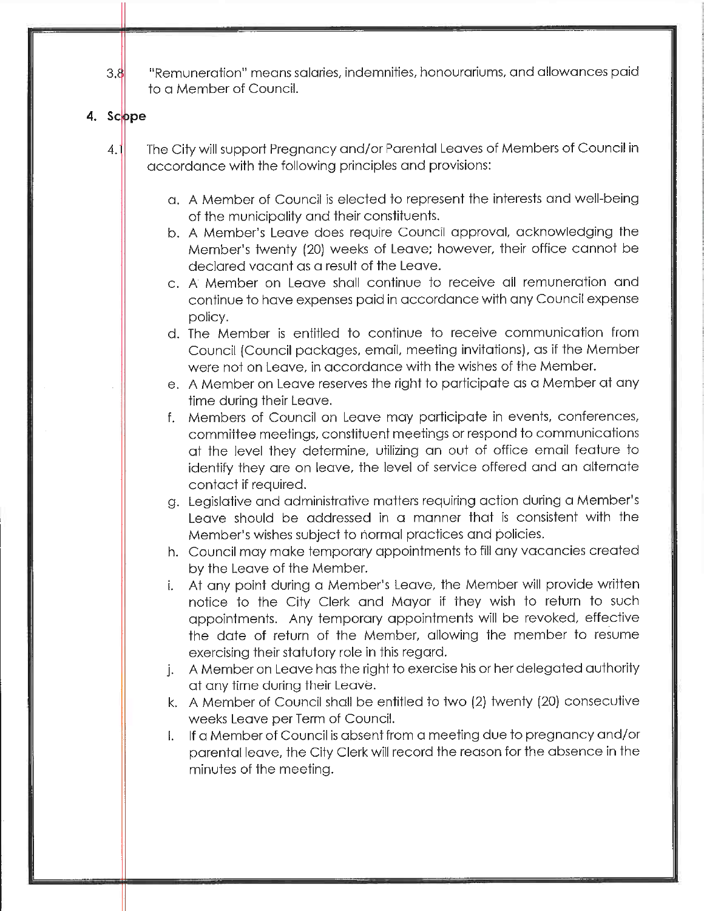3.8 "Remuneration" means salaries, indemnities, honourariums, and allowances paid to a Member of Council.

## 4. Scope

4.1 The City will support Pregnancy and/or Parental Leaves of Members of Council in accordance with the following principles and provisions:

a. A Member of Council is elected to represent the interests and well-being of the municipality and their constituents.

b. A Member's Leave does require Council approval, acknowledging the Member's twenty (20) weeks of Leave; however, their office cannot be declared vacant as a result of the Leave.

c. A Member on Leave shall continue to receive all remuneration and continue to have expenses paid in accordance with any Council expense policy.

d. The Member is entitled to continue to receive communication from Council (Council packages, email, meeting invitations), as if the Member were not on Leave, in accordance with the wishes of the Member.

e. A Member on Leave reserves the right to participate as a Member at any time during their Leave.

f. Members of Council on Leave may participate in events, conferences, committee meetings, constituent meetings or respond to communications at the level they determine, utilizing an out of office email feature to identify they are on leave, the level of service offered and an alternate contact if required.

g. Legislative and administrative matters requiring action during a Member's Leave should be addressed in a manner that is consistent with the Member's wishes subject to normal practices and policies.

h. Council may make temporary appointments to fill any vacancies created by the Leave of the Member.

i. At any point during a Member's Leave, the Member will provide written notice to the City Clerk and Mayor if they wish to return to such appointments. Any temporary appointments will be revoked, effective the date of return of the Member, allowing the member to resume exercising their statutory role in this regard.

j. A Member on Leave has the right to exercise his or her delegated authority at any time during their Leave.

k. A Member of Council shall be entitled to two (2) twenty (20) consecutive weeks Leave per Term of Council.

l. If a Member of Council is absent from a meeting due to pregnancy and/or parental leave, the City Clerk will record the reason for the absence in the minutes of the meeting.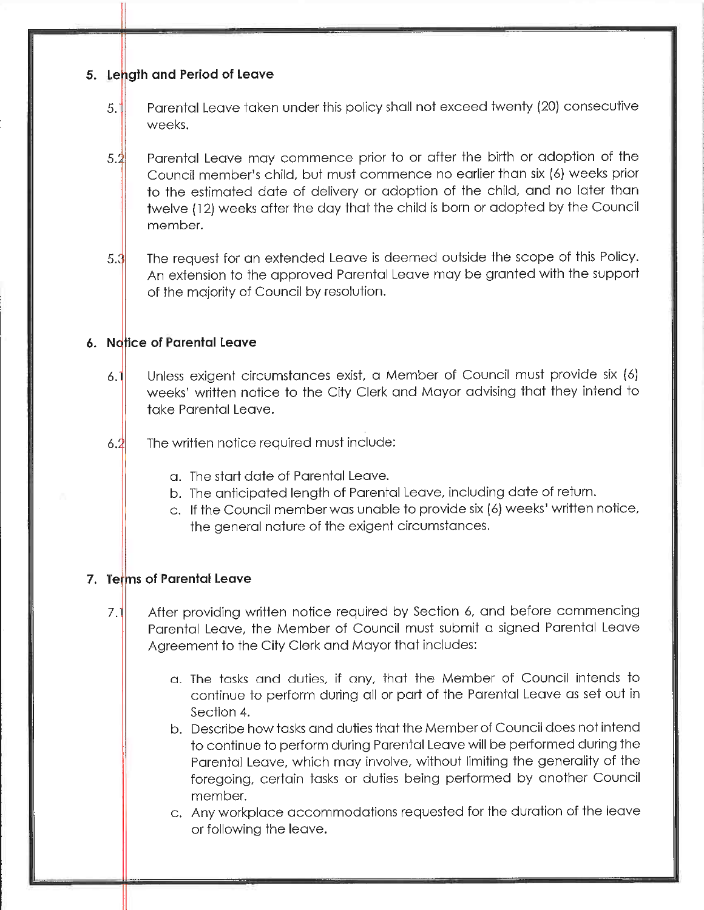## 5. Length and Period of Leave

5.1 Parental Leave taken under this policy shall not exceed twenty (20) consecutive weeks.

5.2 Parental Leave may commence prior to or after the birth or adoption of the Council member's child, but must commence no earlier than six (6) weeks prior to the estimated date of delivery or adoption of the child, and no later than twelve (12) weeks after the day that the child is born or adopted by the Council member.

5.3 The request for an extended Leave is deemed outside the scope of this Policy. An extension to the approved Parental Leave may be granted with the support of the majority of Council by resolution.

## 6. Notice of Parental Leave

6.1 Unless exigent circumstances exist, a Member of Council must provide six (6) weeks' written notice to the City Clerk and Mayor advising that they intend to take Parental Leave.

6.2 The written notice required must include:

a. The start date of Parental Leave.
b. The anticipated length of Parental Leave, including date of return.
c. If the Council member was unable to provide six (6) weeks' written notice, the general nature of the exigent circumstances.

## 7. Terms of Parental Leave

7.1 After providing written notice required by Section 6, and before commencing Parental Leave, the Member of Council must submit a signed Parental Leave Agreement to the City Clerk and Mayor that includes:

a. The tasks and duties, if any, that the Member of Council intends to continue to perform during all or part of the Parental Leave as set out in Section 4.
b. Describe how tasks and duties that the Member of Council does not intend to continue to perform during Parental Leave will be performed during the Parental Leave, which may involve, without limiting the generality of the foregoing, certain tasks or duties being performed by another Council member.
c. Any workplace accommodations requested for the duration of the leave or following the leave.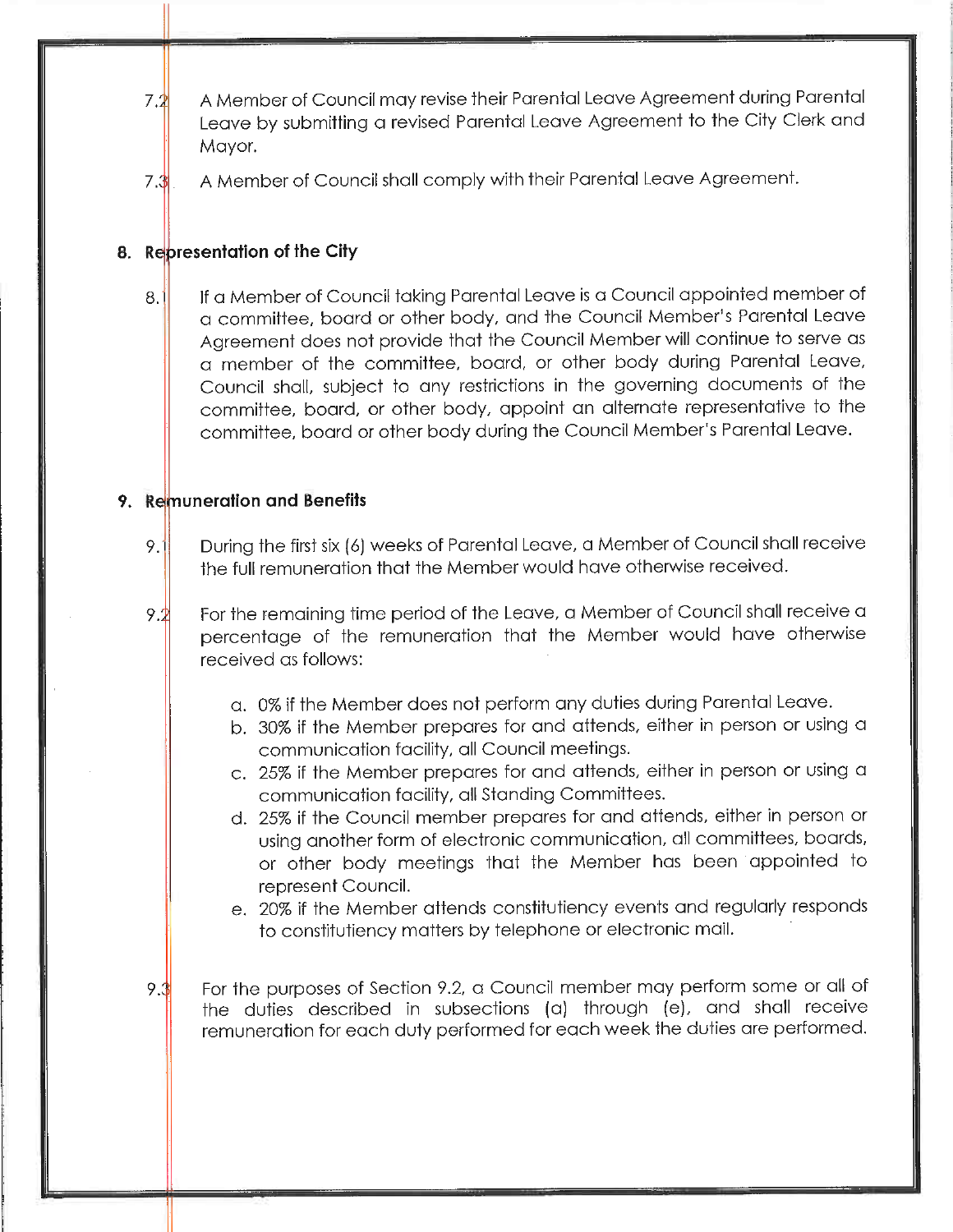7.2 A Member of Council may revise their Parental Leave Agreement during Parental Leave by submitting a revised Parental Leave Agreement to the City Clerk and Mayor.

7.3 A Member of Council shall comply with their Parental Leave Agreement.

## 8. Representation of the City

8.1 If a Member of Council taking Parental Leave is a Council appointed member of a committee, board or other body, and the Council Member's Parental Leave Agreement does not provide that the Council Member will continue to serve as a member of the committee, board, or other body during Parental Leave, Council shall, subject to any restrictions in the governing documents of the committee, board, or other body, appoint an alternate representative to the committee, board or other body during the Council Member's Parental Leave.

## 9. Remuneration and Benefits

9.1 During the first six (6) weeks of Parental Leave, a Member of Council shall receive the full remuneration that the Member would have otherwise received.

9.2 For the remaining time period of the Leave, a Member of Council shall receive a percentage of the remuneration that the Member would have otherwise received as follows:

a. 0% if the Member does not perform any duties during Parental Leave.
b. 30% if the Member prepares for and attends, either in person or using a communication facility, all Council meetings.
c. 25% if the Member prepares for and attends, either in person or using a communication facility, all Standing Committees.
d. 25% if the Council member prepares for and attends, either in person or using another form of electronic communication, all committees, boards, or other body meetings that the Member has been appointed to represent Council.
e. 20% if the Member attends constitutiency events and regularly responds to constitutiency matters by telephone or electronic mail.

9.3 For the purposes of Section 9.2, a Council member may perform some or all of the duties described in subsections (a) through (e), and shall receive remuneration for each duty performed for each week the duties are performed.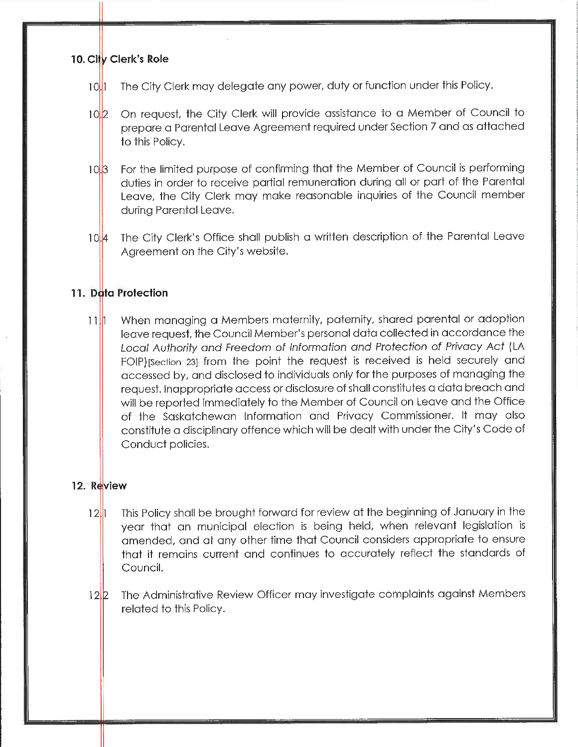## 10. City Clerk's Role

10.1 The City Clerk may delegate any power, duty or function under this Policy.

10.2 On request, the City Clerk will provide assistance to a Member of Council to prepare a Parental Leave Agreement required under Section 7 and as attached to this Policy.

10.3 For the limited purpose of confirming that the Member of Council is performing duties in order to receive partial remuneration during all or part of the Parental Leave, the City Clerk may make reasonable inquiries of the Council member during Parental Leave.

10.4 The City Clerk's Office shall publish a written description of the Parental Leave Agreement on the City's website.

## 11. Data Protection

11.1 When managing a Members maternity, paternity, shared parental or adoption leave request, the Council Member's personal data collected in accordance the *Local Authority and Freedom of Information and Protection of Privacy Act* (LA FOIP)[Section 23] from the point the request is received is held securely and accessed by, and disclosed to individuals only for the purposes of managing the request. Inappropriate access or disclosure of shall constitutes a data breach and will be reported immediately to the Member of Council on Leave and the Office of the Saskatchewan Information and Privacy Commissioner. It may also constitute a disciplinary offence which will be dealt with under the City's Code of Conduct policies.

## 12. Review

12.1 This Policy shall be brought forward for review at the beginning of January in the year that an municipal election is being held, when relevant legislation is amended, and at any other time that Council considers appropriate to ensure that it remains current and continues to accurately reflect the standards of Council.

12.2 The Administrative Review Officer may investigate complaints against Members related to this Policy.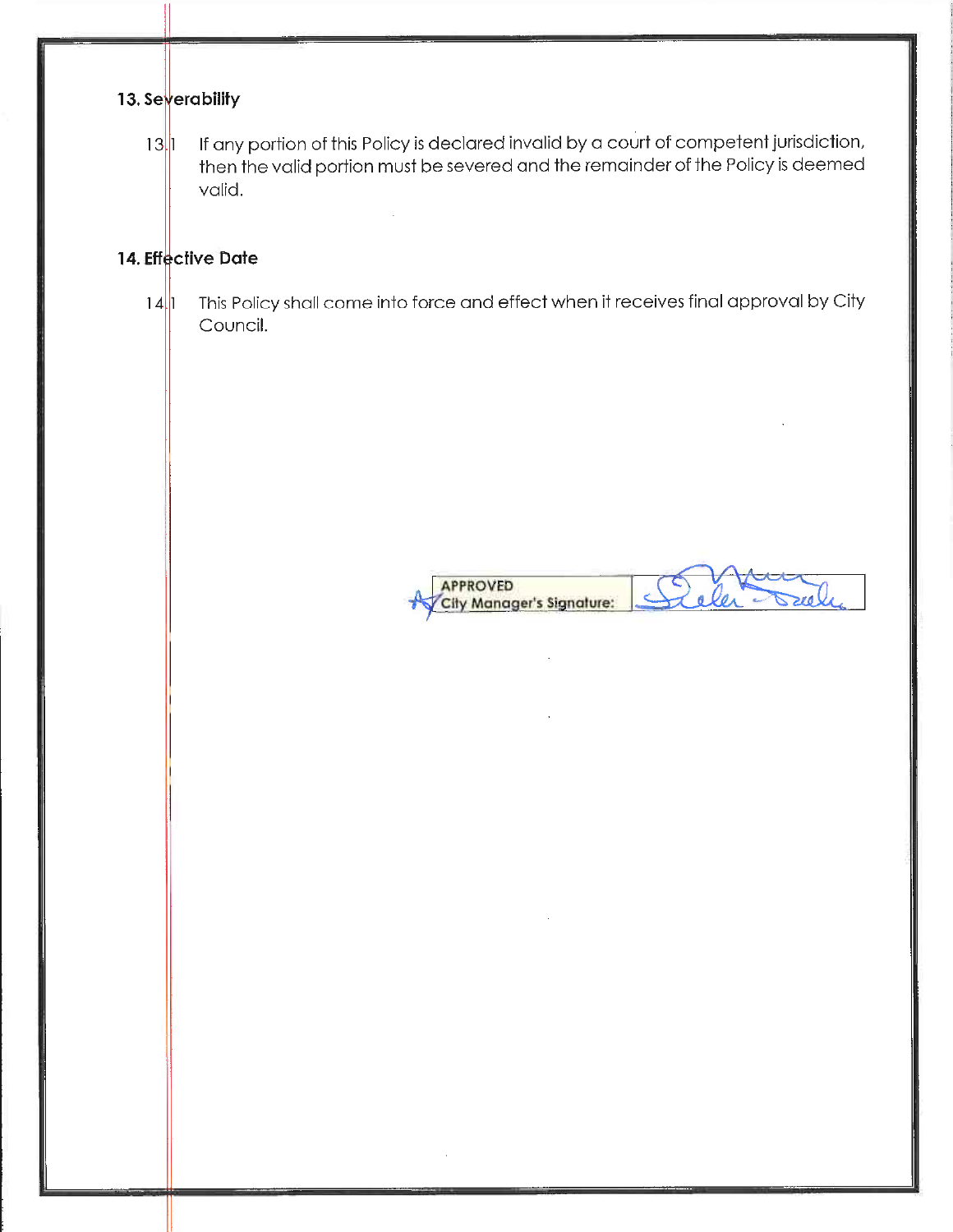## 13. Severability

13.1 If any portion of this Policy is declared invalid by a court of competent jurisdiction, then the valid portion must be severed and the remainder of the Policy is deemed valid.

## 14. Effective Date

14.1 This Policy shall come into force and effect when it receives final approval by City Council.

| APPROVED City Manager's Signature: | |
| --- | --- |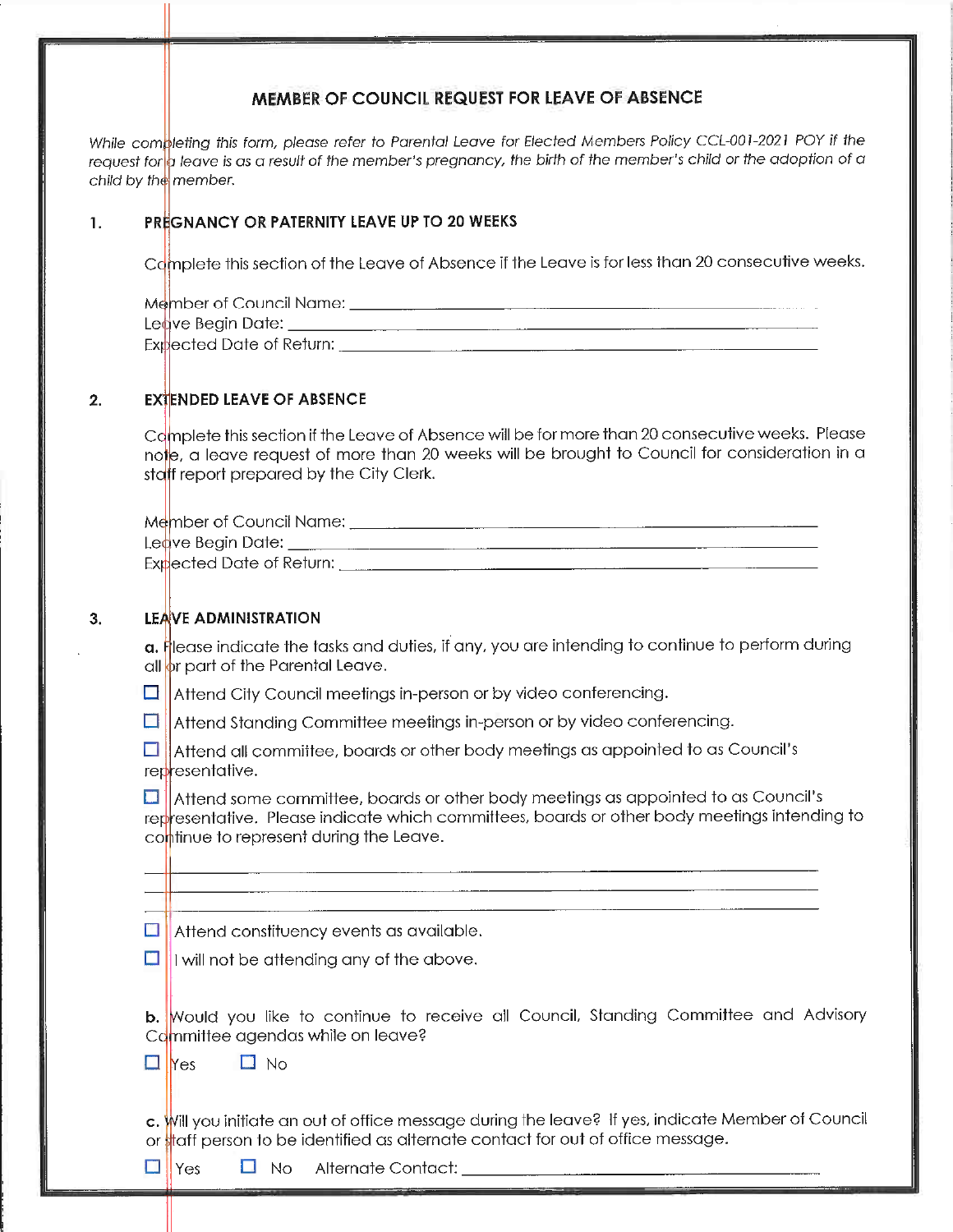# MEMBER OF COUNCIL REQUEST FOR LEAVE OF ABSENCE

*While completing this form, please refer to Parental Leave for Elected Members Policy CCL-001-2021 POY if the request for a leave is as a result of the member's pregnancy, the birth of the member's child or the adoption of a child by the member.*

## 1. PREGNANCY OR PATERNITY LEAVE UP TO 20 WEEKS

Complete this section of the Leave of Absence if the Leave is for less than 20 consecutive weeks.

Member of Council Name: ______________________________

Leave Begin Date: ______________________________

Expected Date of Return: ______________________________

## 2. EXTENDED LEAVE OF ABSENCE

Complete this section if the Leave of Absence will be for more than 20 consecutive weeks. Please note, a leave request of more than 20 weeks will be brought to Council for consideration in a staff report prepared by the City Clerk.

Member of Council Name: ______________________________

Leave Begin Date: ______________________________

Expected Date of Return: ______________________________

## 3. LEAVE ADMINISTRATION

**a.** Please indicate the tasks and duties, if any, you are intending to continue to perform during all or part of the Parental Leave.

☐ Attend City Council meetings in-person or by video conferencing.

☐ Attend Standing Committee meetings in-person or by video conferencing.

☐ Attend all committee, boards or other body meetings as appointed to as Council's representative.

☐ Attend some committee, boards or other body meetings as appointed to as Council's representative. Please indicate which committees, boards or other body meetings intending to continue to represent during the Leave.

______________________________

______________________________

______________________________

☐ Attend constituency events as available.

☐ I will not be attending any of the above.

**b.** Would you like to continue to receive all Council, Standing Committee and Advisory Committee agendas while on leave?

☐ Yes ☐ No

**c.** Will you initiate an out of office message during the leave? If yes, indicate Member of Council or staff person to be identified as alternate contact for out of office message.

☐ Yes ☐ No Alternate Contact: ______________________________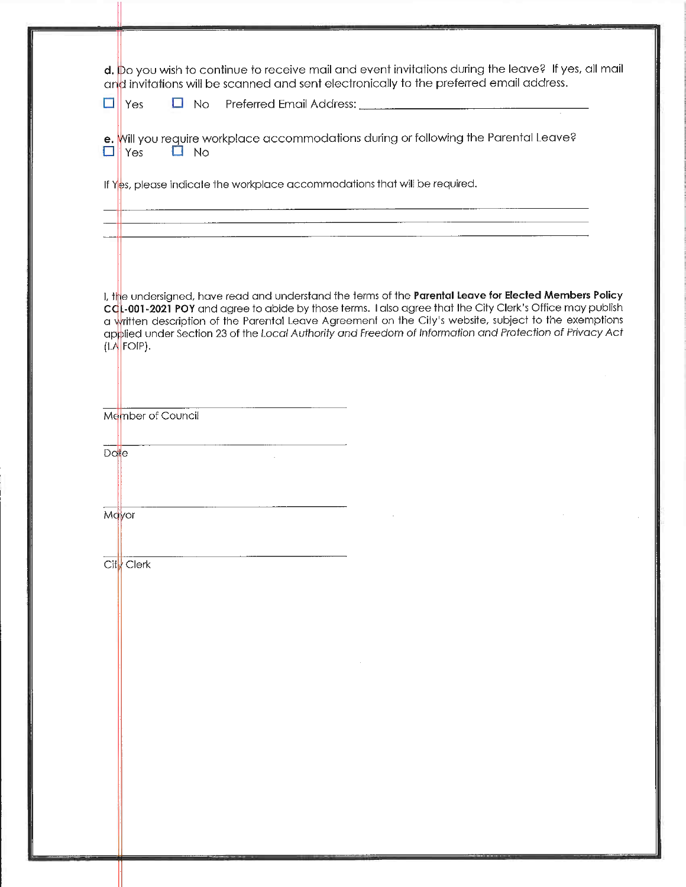**d.** Do you wish to continue to receive mail and event invitations during the leave? If yes, all mail and invitations will be scanned and sent electronically to the preferred email address.

☐ Yes ☐ No Preferred Email Address: ______________________________

**e.** Will you require workplace accommodations during or following the Parental Leave?
☐ Yes ☐ No

If Yes, please indicate the workplace accommodations that will be required.

______________________________________________________________________

______________________________________________________________________

______________________________________________________________________

I, the undersigned, have read and understand the terms of the **Parental Leave for Elected Members Policy CCL-001-2021 POY** and agree to abide by those terms. I also agree that the City Clerk's Office may publish a written description of the Parental Leave Agreement on the City's website, subject to the exemptions applied under Section 23 of the *Local Authority and Freedom of Information and Protection of Privacy Act* (LA FOIP).

______________________________
Member of Council

______________________________
Date

______________________________
Mayor

______________________________
City Clerk